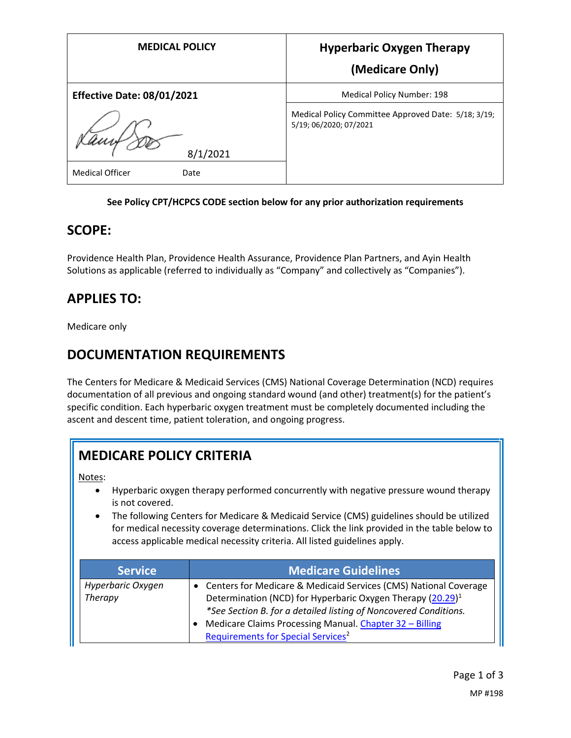| MEDICAL POLICY | Hyperbaric Oxygen Therapy (Medicare Only) |
|---|---|
| **Effective Date: 08/01/2021** | Medical Policy Number: 198 |
| 8/1/2021 | Medical Policy Committee Approved Date: 5/18; 3/19; 5/19; 06/2020; 07/2021 |
| Medical Officer Date | |

**See Policy CPT/HCPCS CODE section below for any prior authorization requirements**

## SCOPE:

Providence Health Plan, Providence Health Assurance, Providence Plan Partners, and Ayin Health Solutions as applicable (referred to individually as "Company" and collectively as "Companies").

## APPLIES TO:

Medicare only

## DOCUMENTATION REQUIREMENTS

The Centers for Medicare & Medicaid Services (CMS) National Coverage Determination (NCD) requires documentation of all previous and ongoing standard wound (and other) treatment(s) for the patient's specific condition. Each hyperbaric oxygen treatment must be completely documented including the ascent and descent time, patient toleration, and ongoing progress.

## MEDICARE POLICY CRITERIA

Notes:

- Hyperbaric oxygen therapy performed concurrently with negative pressure wound therapy is not covered.
- The following Centers for Medicare & Medicaid Service (CMS) guidelines should be utilized for medical necessity coverage determinations. Click the link provided in the table below to access applicable medical necessity criteria. All listed guidelines apply.

| Service | Medicare Guidelines |
|---|---|
| *Hyperbaric Oxygen Therapy* | • Centers for Medicare & Medicaid Services (CMS) National Coverage Determination (NCD) for Hyperbaric Oxygen Therapy (20.29)[1] *\*See Section B. for a detailed listing of Noncovered Conditions.* <br> • Medicare Claims Processing Manual. Chapter 32 – Billing Requirements for Special Services[2] |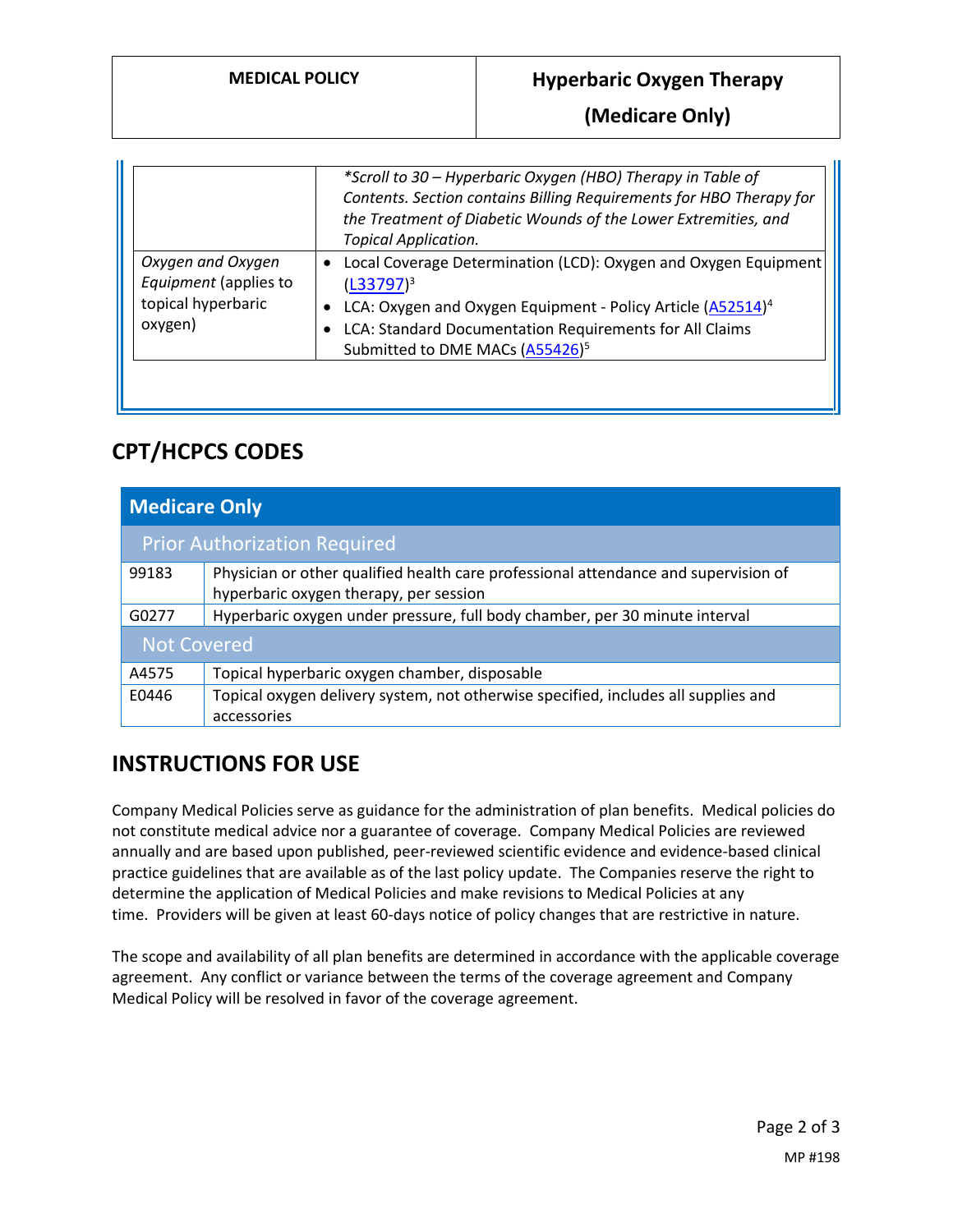| | |
|---|---|
| | *\*Scroll to 30 – Hyperbaric Oxygen (HBO) Therapy in Table of Contents. Section contains Billing Requirements for HBO Therapy for the Treatment of Diabetic Wounds of the Lower Extremities, and Topical Application.* |
| *Oxygen and Oxygen Equipment* (applies to topical hyperbaric oxygen) | • Local Coverage Determination (LCD): Oxygen and Oxygen Equipment (L33797)[3]<br>• LCA: Oxygen and Oxygen Equipment - Policy Article (A52514)[4]<br>• LCA: Standard Documentation Requirements for All Claims Submitted to DME MACs (A55426)[5] |

## CPT/HCPCS CODES

| Medicare Only | |
|---|---|
| **Prior Authorization Required** | |
| 99183 | Physician or other qualified health care professional attendance and supervision of hyperbaric oxygen therapy, per session |
| G0277 | Hyperbaric oxygen under pressure, full body chamber, per 30 minute interval |
| **Not Covered** | |
| A4575 | Topical hyperbaric oxygen chamber, disposable |
| E0446 | Topical oxygen delivery system, not otherwise specified, includes all supplies and accessories |

## INSTRUCTIONS FOR USE

Company Medical Policies serve as guidance for the administration of plan benefits. Medical policies do not constitute medical advice nor a guarantee of coverage. Company Medical Policies are reviewed annually and are based upon published, peer-reviewed scientific evidence and evidence-based clinical practice guidelines that are available as of the last policy update. The Companies reserve the right to determine the application of Medical Policies and make revisions to Medical Policies at any time. Providers will be given at least 60-days notice of policy changes that are restrictive in nature.

The scope and availability of all plan benefits are determined in accordance with the applicable coverage agreement. Any conflict or variance between the terms of the coverage agreement and Company Medical Policy will be resolved in favor of the coverage agreement.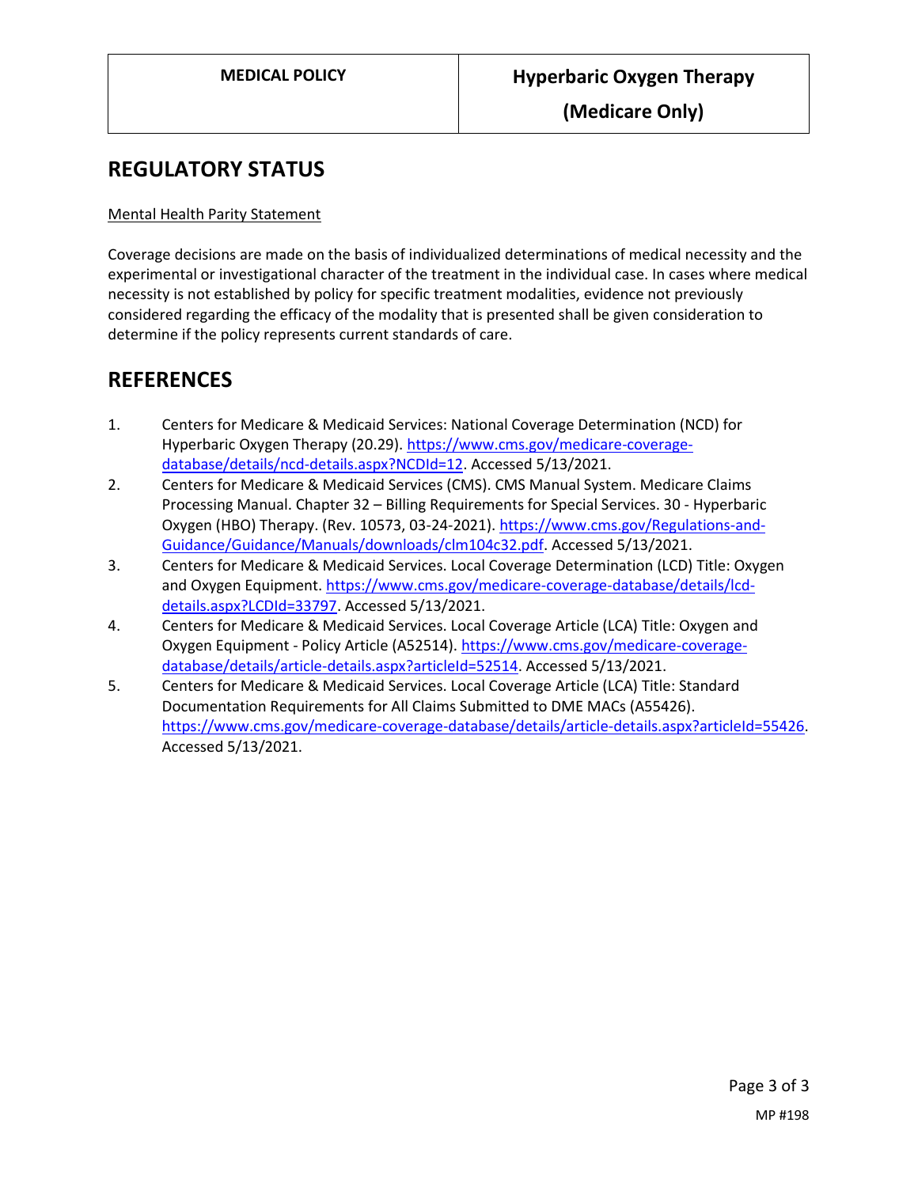## REGULATORY STATUS

Mental Health Parity Statement

Coverage decisions are made on the basis of individualized determinations of medical necessity and the experimental or investigational character of the treatment in the individual case. In cases where medical necessity is not established by policy for specific treatment modalities, evidence not previously considered regarding the efficacy of the modality that is presented shall be given consideration to determine if the policy represents current standards of care.

## REFERENCES

1. Centers for Medicare & Medicaid Services: National Coverage Determination (NCD) for Hyperbaric Oxygen Therapy (20.29). https://www.cms.gov/medicare-coverage-database/details/ncd-details.aspx?NCDId=12. Accessed 5/13/2021.
2. Centers for Medicare & Medicaid Services (CMS). CMS Manual System. Medicare Claims Processing Manual. Chapter 32 – Billing Requirements for Special Services. 30 - Hyperbaric Oxygen (HBO) Therapy. (Rev. 10573, 03-24-2021). https://www.cms.gov/Regulations-and-Guidance/Guidance/Manuals/downloads/clm104c32.pdf. Accessed 5/13/2021.
3. Centers for Medicare & Medicaid Services. Local Coverage Determination (LCD) Title: Oxygen and Oxygen Equipment. https://www.cms.gov/medicare-coverage-database/details/lcd-details.aspx?LCDId=33797. Accessed 5/13/2021.
4. Centers for Medicare & Medicaid Services. Local Coverage Article (LCA) Title: Oxygen and Oxygen Equipment - Policy Article (A52514). https://www.cms.gov/medicare-coverage-database/details/article-details.aspx?articleId=52514. Accessed 5/13/2021.
5. Centers for Medicare & Medicaid Services. Local Coverage Article (LCA) Title: Standard Documentation Requirements for All Claims Submitted to DME MACs (A55426). https://www.cms.gov/medicare-coverage-database/details/article-details.aspx?articleId=55426. Accessed 5/13/2021.